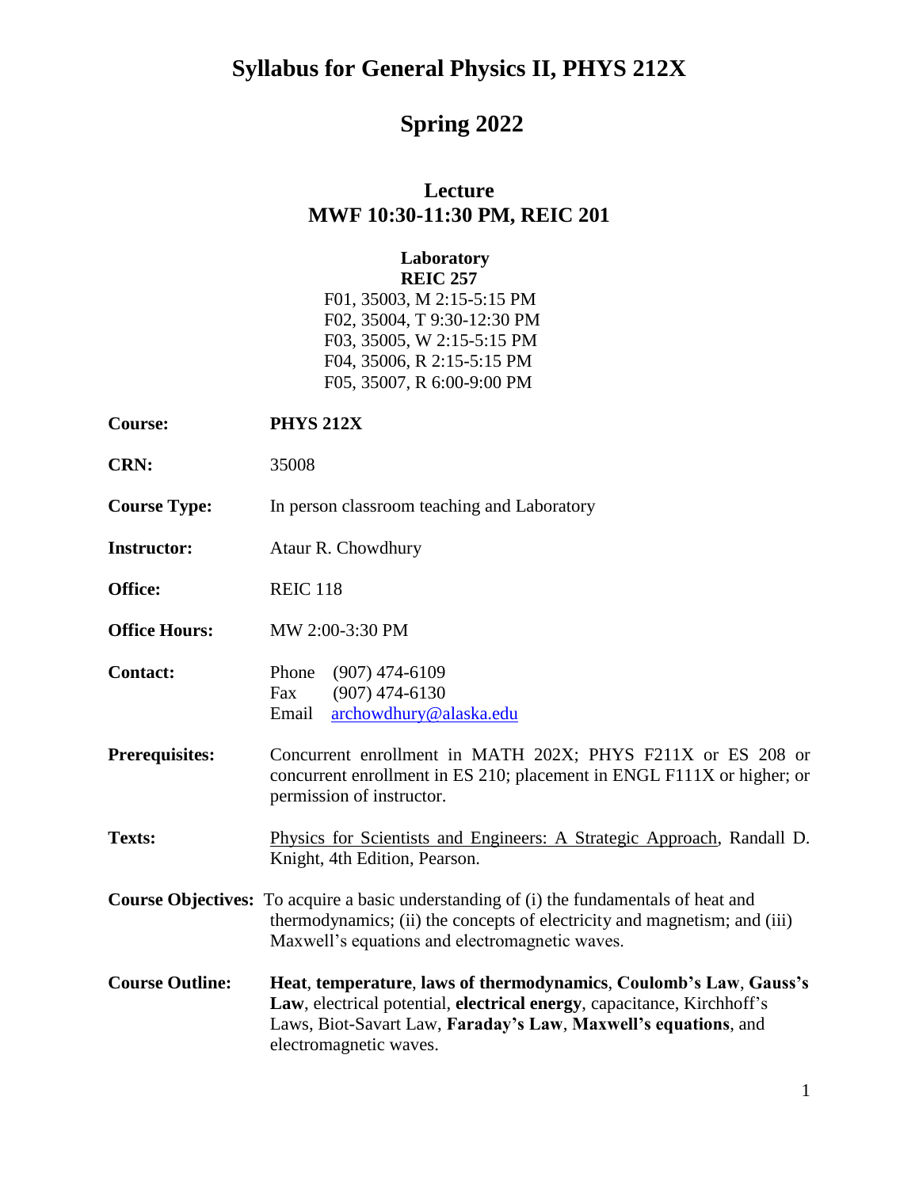# Syllabus for General Physics II, PHYS 212X

# Spring 2022

## Lecture
## MWF 10:30-11:30 PM, REIC 201

**Laboratory**
**REIC 257**

F01, 35003, M 2:15-5:15 PM
F02, 35004, T 9:30-12:30 PM
F03, 35005, W 2:15-5:15 PM
F04, 35006, R 2:15-5:15 PM
F05, 35007, R 6:00-9:00 PM

**Course:** **PHYS 212X**

**CRN:** 35008

**Course Type:** In person classroom teaching and Laboratory

**Instructor:** Ataur R. Chowdhury

**Office:** REIC 118

**Office Hours:** MW 2:00-3:30 PM

**Contact:**
Phone (907) 474-6109
Fax (907) 474-6130
Email archowdhury@alaska.edu

**Prerequisites:** Concurrent enrollment in MATH 202X; PHYS F211X or ES 208 or concurrent enrollment in ES 210; placement in ENGL F111X or higher; or permission of instructor.

**Texts:** Physics for Scientists and Engineers: A Strategic Approach, Randall D. Knight, 4th Edition, Pearson.

**Course Objectives:** To acquire a basic understanding of (i) the fundamentals of heat and thermodynamics; (ii) the concepts of electricity and magnetism; and (iii) Maxwell's equations and electromagnetic waves.

**Course Outline:** **Heat**, **temperature**, **laws of thermodynamics**, **Coulomb's Law**, **Gauss's Law**, electrical potential, **electrical energy**, capacitance, Kirchhoff's Laws, Biot-Savart Law, **Faraday's Law**, **Maxwell's equations**, and electromagnetic waves.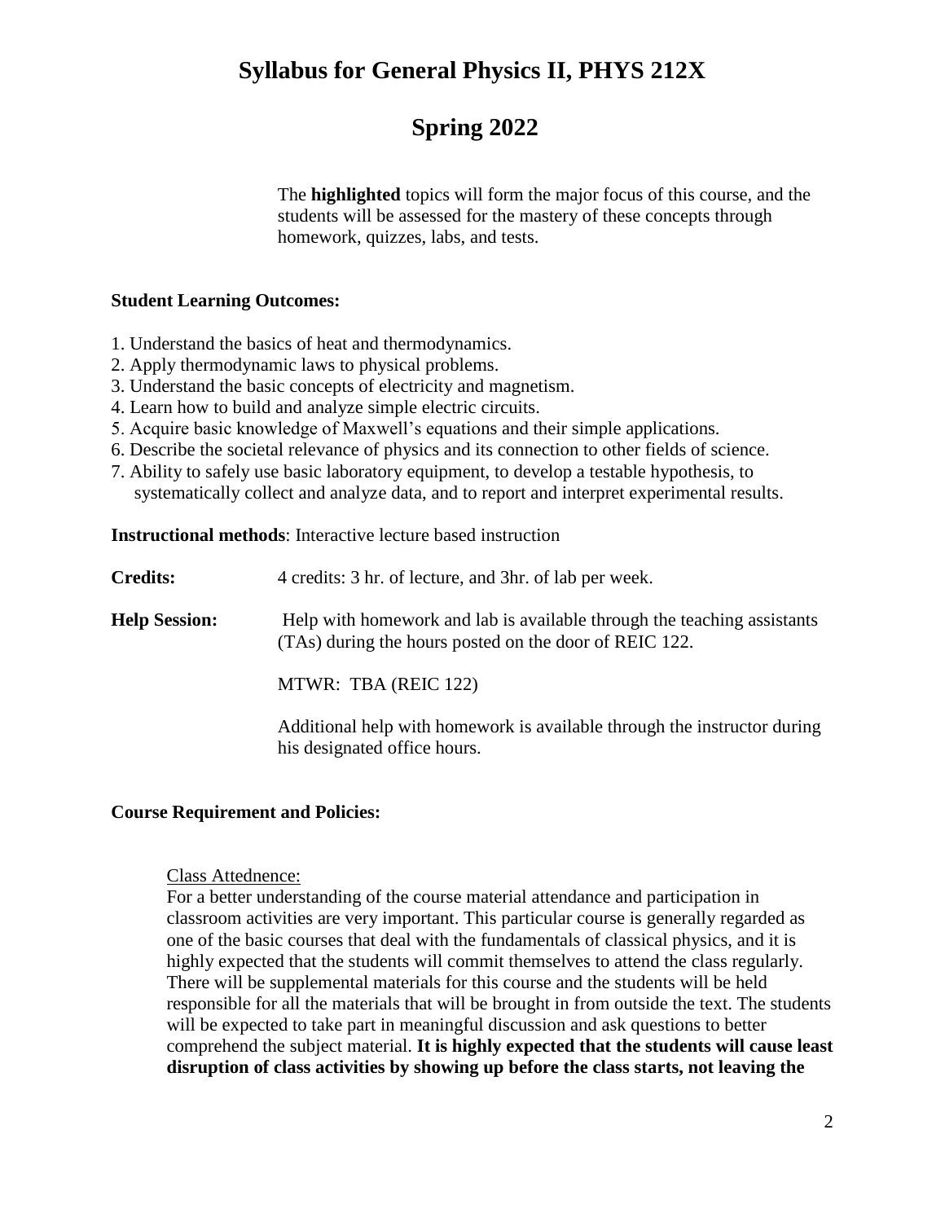# Syllabus for General Physics II, PHYS 212X

# Spring 2022

The **highlighted** topics will form the major focus of this course, and the students will be assessed for the mastery of these concepts through homework, quizzes, labs, and tests.

**Student Learning Outcomes:**

1. Understand the basics of heat and thermodynamics.
2. Apply thermodynamic laws to physical problems.
3. Understand the basic concepts of electricity and magnetism.
4. Learn how to build and analyze simple electric circuits.
5. Acquire basic knowledge of Maxwell's equations and their simple applications.
6. Describe the societal relevance of physics and its connection to other fields of science.
7. Ability to safely use basic laboratory equipment, to develop a testable hypothesis, to systematically collect and analyze data, and to report and interpret experimental results.

**Instructional methods**: Interactive lecture based instruction

**Credits:** 4 credits: 3 hr. of lecture, and 3hr. of lab per week.

**Help Session:** Help with homework and lab is available through the teaching assistants (TAs) during the hours posted on the door of REIC 122.

MTWR: TBA (REIC 122)

Additional help with homework is available through the instructor during his designated office hours.

**Course Requirement and Policies:**

Class Attednence:

For a better understanding of the course material attendance and participation in classroom activities are very important. This particular course is generally regarded as one of the basic courses that deal with the fundamentals of classical physics, and it is highly expected that the students will commit themselves to attend the class regularly. There will be supplemental materials for this course and the students will be held responsible for all the materials that will be brought in from outside the text. The students will be expected to take part in meaningful discussion and ask questions to better comprehend the subject material. **It is highly expected that the students will cause least disruption of class activities by showing up before the class starts, not leaving the**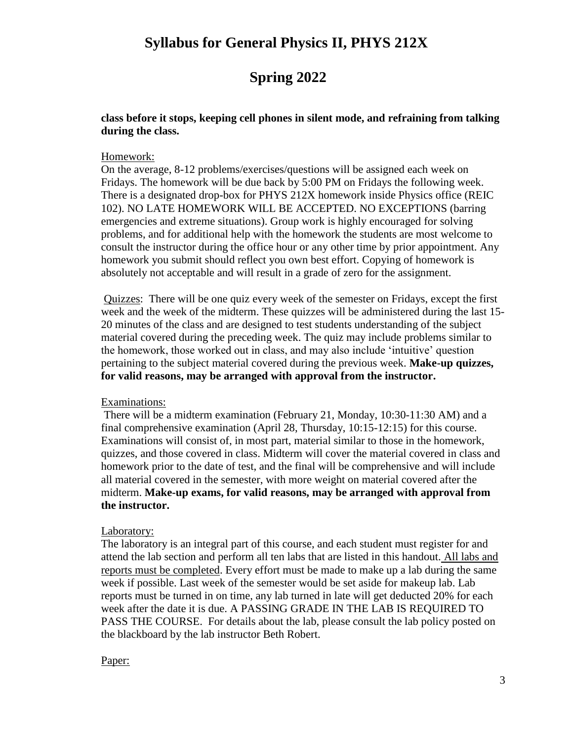**class before it stops, keeping cell phones in silent mode, and refraining from talking during the class.**

Homework:

On the average, 8-12 problems/exercises/questions will be assigned each week on Fridays. The homework will be due back by 5:00 PM on Fridays the following week. There is a designated drop-box for PHYS 212X homework inside Physics office (REIC 102). NO LATE HOMEWORK WILL BE ACCEPTED. NO EXCEPTIONS (barring emergencies and extreme situations). Group work is highly encouraged for solving problems, and for additional help with the homework the students are most welcome to consult the instructor during the office hour or any other time by prior appointment. Any homework you submit should reflect you own best effort. Copying of homework is absolutely not acceptable and will result in a grade of zero for the assignment.

Quizzes: There will be one quiz every week of the semester on Fridays, except the first week and the week of the midterm. These quizzes will be administered during the last 15-20 minutes of the class and are designed to test students understanding of the subject material covered during the preceding week. The quiz may include problems similar to the homework, those worked out in class, and may also include 'intuitive' question pertaining to the subject material covered during the previous week. **Make-up quizzes, for valid reasons, may be arranged with approval from the instructor.**

Examinations:

There will be a midterm examination (February 21, Monday, 10:30-11:30 AM) and a final comprehensive examination (April 28, Thursday, 10:15-12:15) for this course. Examinations will consist of, in most part, material similar to those in the homework, quizzes, and those covered in class. Midterm will cover the material covered in class and homework prior to the date of test, and the final will be comprehensive and will include all material covered in the semester, with more weight on material covered after the midterm. **Make-up exams, for valid reasons, may be arranged with approval from the instructor.**

Laboratory:

The laboratory is an integral part of this course, and each student must register for and attend the lab section and perform all ten labs that are listed in this handout. All labs and reports must be completed. Every effort must be made to make up a lab during the same week if possible. Last week of the semester would be set aside for makeup lab. Lab reports must be turned in on time, any lab turned in late will get deducted 20% for each week after the date it is due. A PASSING GRADE IN THE LAB IS REQUIRED TO PASS THE COURSE. For details about the lab, please consult the lab policy posted on the blackboard by the lab instructor Beth Robert.

Paper: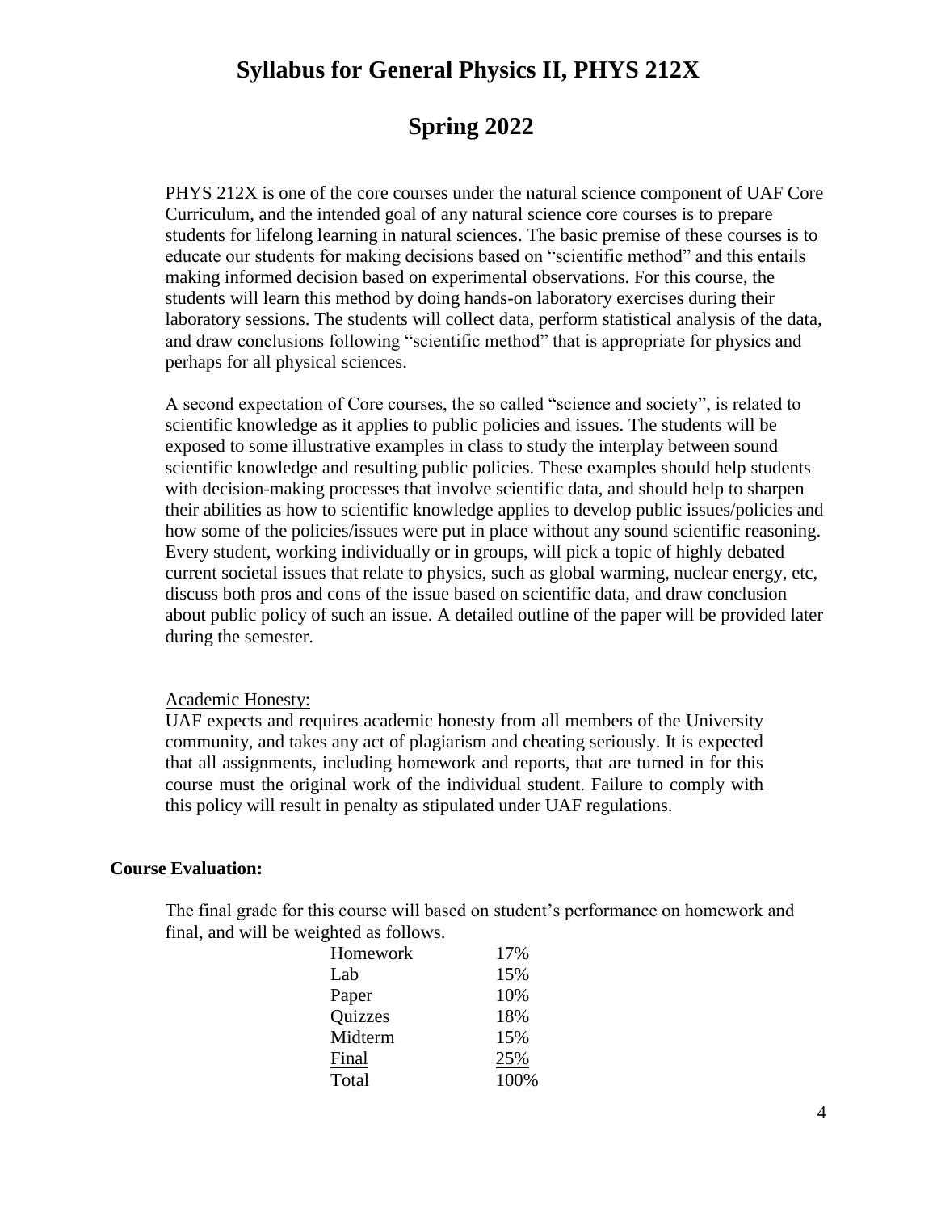# Syllabus for General Physics II, PHYS 212X

# Spring 2022

PHYS 212X is one of the core courses under the natural science component of UAF Core Curriculum, and the intended goal of any natural science core courses is to prepare students for lifelong learning in natural sciences. The basic premise of these courses is to educate our students for making decisions based on "scientific method" and this entails making informed decision based on experimental observations. For this course, the students will learn this method by doing hands-on laboratory exercises during their laboratory sessions. The students will collect data, perform statistical analysis of the data, and draw conclusions following "scientific method" that is appropriate for physics and perhaps for all physical sciences.

A second expectation of Core courses, the so called "science and society", is related to scientific knowledge as it applies to public policies and issues. The students will be exposed to some illustrative examples in class to study the interplay between sound scientific knowledge and resulting public policies. These examples should help students with decision-making processes that involve scientific data, and should help to sharpen their abilities as how to scientific knowledge applies to develop public issues/policies and how some of the policies/issues were put in place without any sound scientific reasoning. Every student, working individually or in groups, will pick a topic of highly debated current societal issues that relate to physics, such as global warming, nuclear energy, etc, discuss both pros and cons of the issue based on scientific data, and draw conclusion about public policy of such an issue. A detailed outline of the paper will be provided later during the semester.

Academic Honesty:

UAF expects and requires academic honesty from all members of the University community, and takes any act of plagiarism and cheating seriously. It is expected that all assignments, including homework and reports, that are turned in for this course must the original work of the individual student. Failure to comply with this policy will result in penalty as stipulated under UAF regulations.

**Course Evaluation:**

The final grade for this course will based on student's performance on homework and final, and will be weighted as follows.

| Component | Weight |
|---|---|
| Homework | 17% |
| Lab | 15% |
| Paper | 10% |
| Quizzes | 18% |
| Midterm | 15% |
| Final | 25% |
| Total | 100% |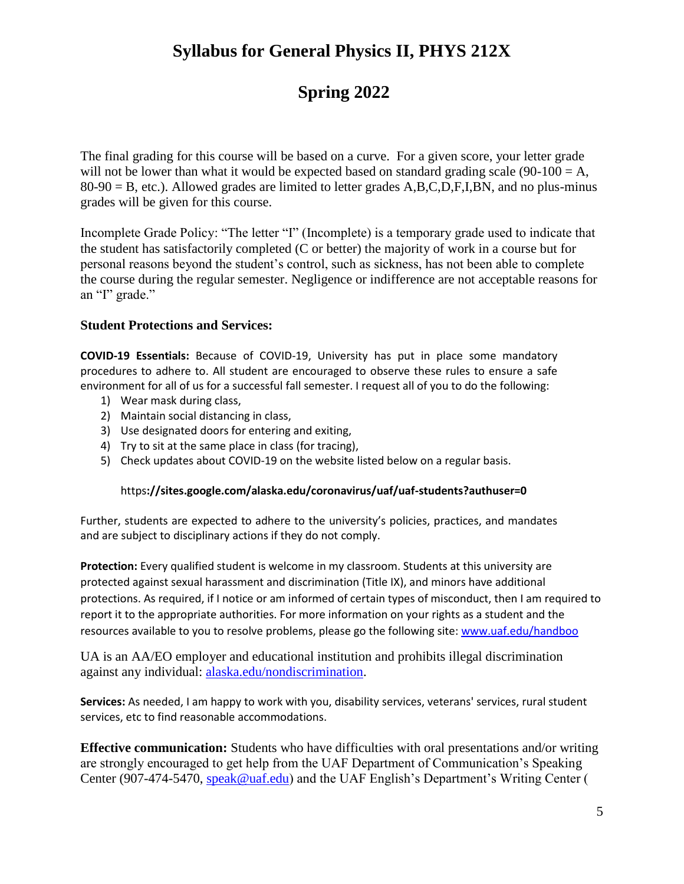# Syllabus for General Physics II, PHYS 212X

# Spring 2022

The final grading for this course will be based on a curve. For a given score, your letter grade will not be lower than what it would be expected based on standard grading scale (90-100 = A, 80-90 = B, etc.). Allowed grades are limited to letter grades A,B,C,D,F,I,BN, and no plus-minus grades will be given for this course.

Incomplete Grade Policy: "The letter "I" (Incomplete) is a temporary grade used to indicate that the student has satisfactorily completed (C or better) the majority of work in a course but for personal reasons beyond the student's control, such as sickness, has not been able to complete the course during the regular semester. Negligence or indifference are not acceptable reasons for an "I" grade."

### Student Protections and Services:

**COVID-19 Essentials:** Because of COVID-19, University has put in place some mandatory procedures to adhere to. All student are encouraged to observe these rules to ensure a safe environment for all of us for a successful fall semester. I request all of you to do the following:

1) Wear mask during class,
2) Maintain social distancing in class,
3) Use designated doors for entering and exiting,
4) Try to sit at the same place in class (for tracing),
5) Check updates about COVID-19 on the website listed below on a regular basis.

https**://sites.google.com/alaska.edu/coronavirus/uaf/uaf-students?authuser=0**

Further, students are expected to adhere to the university's policies, practices, and mandates and are subject to disciplinary actions if they do not comply.

**Protection:** Every qualified student is welcome in my classroom. Students at this university are protected against sexual harassment and discrimination (Title IX), and minors have additional protections. As required, if I notice or am informed of certain types of misconduct, then I am required to report it to the appropriate authorities. For more information on your rights as a student and the resources available to you to resolve problems, please go the following site: www.uaf.edu/handboo

UA is an AA/EO employer and educational institution and prohibits illegal discrimination against any individual: alaska.edu/nondiscrimination.

**Services:** As needed, I am happy to work with you, disability services, veterans' services, rural student services, etc to find reasonable accommodations.

**Effective communication:** Students who have difficulties with oral presentations and/or writing are strongly encouraged to get help from the UAF Department of Communication's Speaking Center (907-474-5470, speak@uaf.edu) and the UAF English's Department's Writing Center (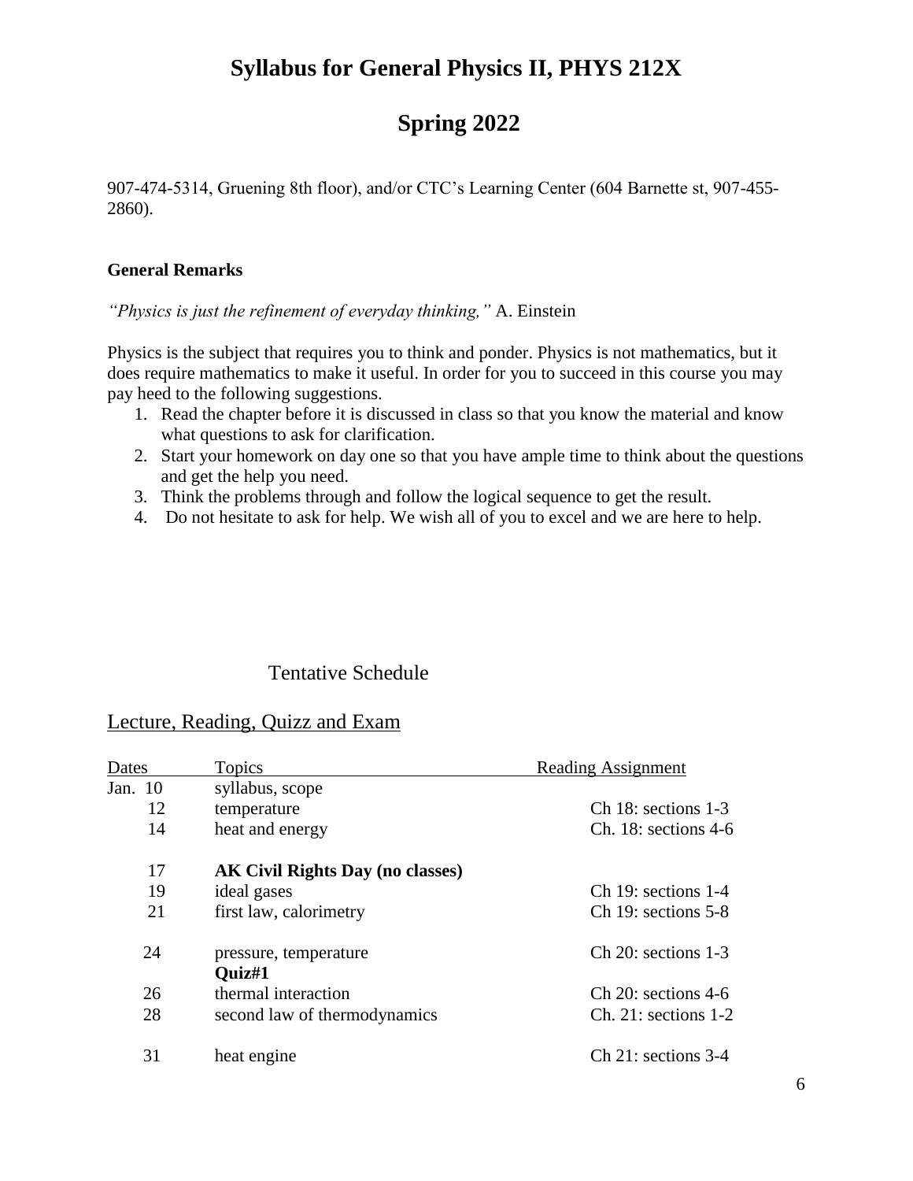# Syllabus for General Physics II, PHYS 212X

# Spring 2022

907-474-5314, Gruening 8th floor), and/or CTC's Learning Center (604 Barnette st, 907-455-2860).

### General Remarks

*"Physics is just the refinement of everyday thinking,"* A. Einstein

Physics is the subject that requires you to think and ponder. Physics is not mathematics, but it does require mathematics to make it useful. In order for you to succeed in this course you may pay heed to the following suggestions.

1. Read the chapter before it is discussed in class so that you know the material and know what questions to ask for clarification.
2. Start your homework on day one so that you have ample time to think about the questions and get the help you need.
3. Think the problems through and follow the logical sequence to get the result.
4. Do not hesitate to ask for help. We wish all of you to excel and we are here to help.

## Tentative Schedule

## Lecture, Reading, Quizz and Exam

| Dates | Topics | Reading Assignment |
|---|---|---|
| Jan. 10 | syllabus, scope | |
| 12 | temperature | Ch 18: sections 1-3 |
| 14 | heat and energy | Ch. 18: sections 4-6 |
| 17 | **AK Civil Rights Day (no classes)** | |
| 19 | ideal gases | Ch 19: sections 1-4 |
| 21 | first law, calorimetry | Ch 19: sections 5-8 |
| 24 | pressure, temperature<br>**Quiz#1** | Ch 20: sections 1-3 |
| 26 | thermal interaction | Ch 20: sections 4-6 |
| 28 | second law of thermodynamics | Ch. 21: sections 1-2 |
| 31 | heat engine | Ch 21: sections 3-4 |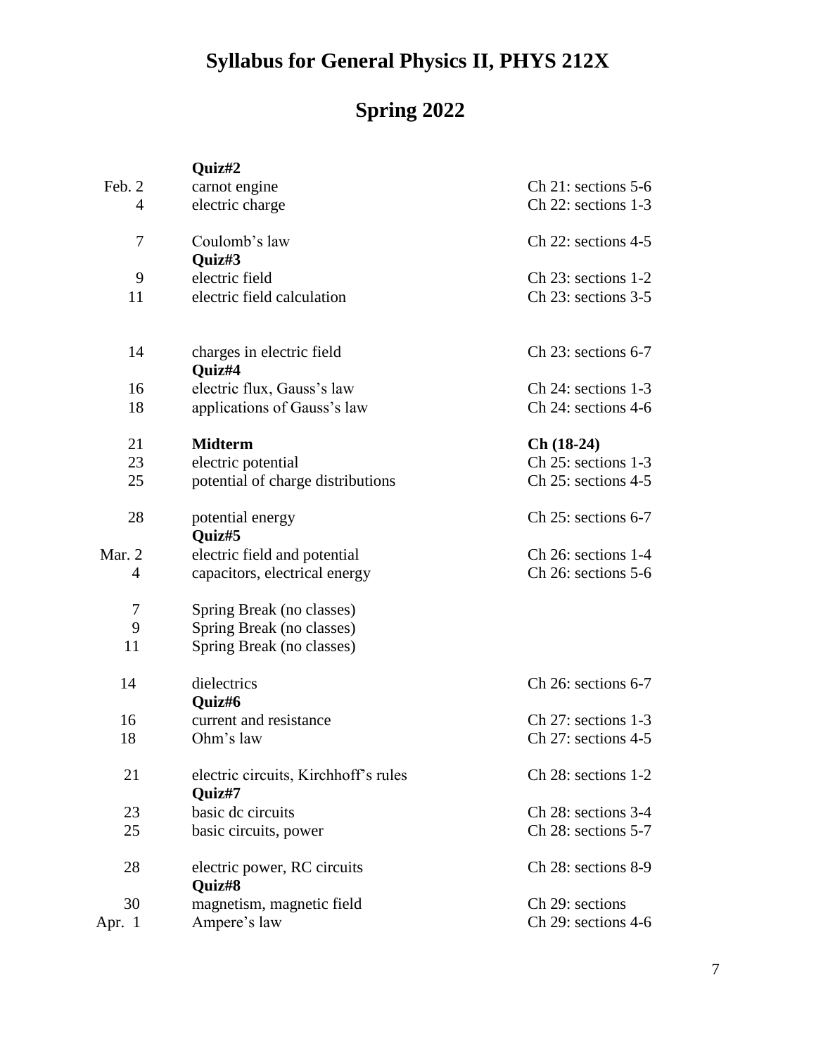# Syllabus for General Physics II, PHYS 212X

# Spring 2022

| Date | Topic | Reading |
|---|---|---|
| | **Quiz#2** | |
| Feb. 2 | carnot engine | Ch 21: sections 5-6 |
| 4 | electric charge | Ch 22: sections 1-3 |
| 7 | Coulomb's law | Ch 22: sections 4-5 |
| | **Quiz#3** | |
| 9 | electric field | Ch 23: sections 1-2 |
| 11 | electric field calculation | Ch 23: sections 3-5 |
| 14 | charges in electric field | Ch 23: sections 6-7 |
| | **Quiz#4** | |
| 16 | electric flux, Gauss's law | Ch 24: sections 1-3 |
| 18 | applications of Gauss's law | Ch 24: sections 4-6 |
| 21 | **Midterm** | **Ch (18-24)** |
| 23 | electric potential | Ch 25: sections 1-3 |
| 25 | potential of charge distributions | Ch 25: sections 4-5 |
| 28 | potential energy | Ch 25: sections 6-7 |
| | **Quiz#5** | |
| Mar. 2 | electric field and potential | Ch 26: sections 1-4 |
| 4 | capacitors, electrical energy | Ch 26: sections 5-6 |
| 7 | Spring Break (no classes) | |
| 9 | Spring Break (no classes) | |
| 11 | Spring Break (no classes) | |
| 14 | dielectrics | Ch 26: sections 6-7 |
| | **Quiz#6** | |
| 16 | current and resistance | Ch 27: sections 1-3 |
| 18 | Ohm's law | Ch 27: sections 4-5 |
| 21 | electric circuits, Kirchhoff's rules | Ch 28: sections 1-2 |
| | **Quiz#7** | |
| 23 | basic dc circuits | Ch 28: sections 3-4 |
| 25 | basic circuits, power | Ch 28: sections 5-7 |
| 28 | electric power, RC circuits | Ch 28: sections 8-9 |
| | **Quiz#8** | |
| 30 | magnetism, magnetic field | Ch 29: sections |
| Apr. 1 | Ampere's law | Ch 29: sections 4-6 |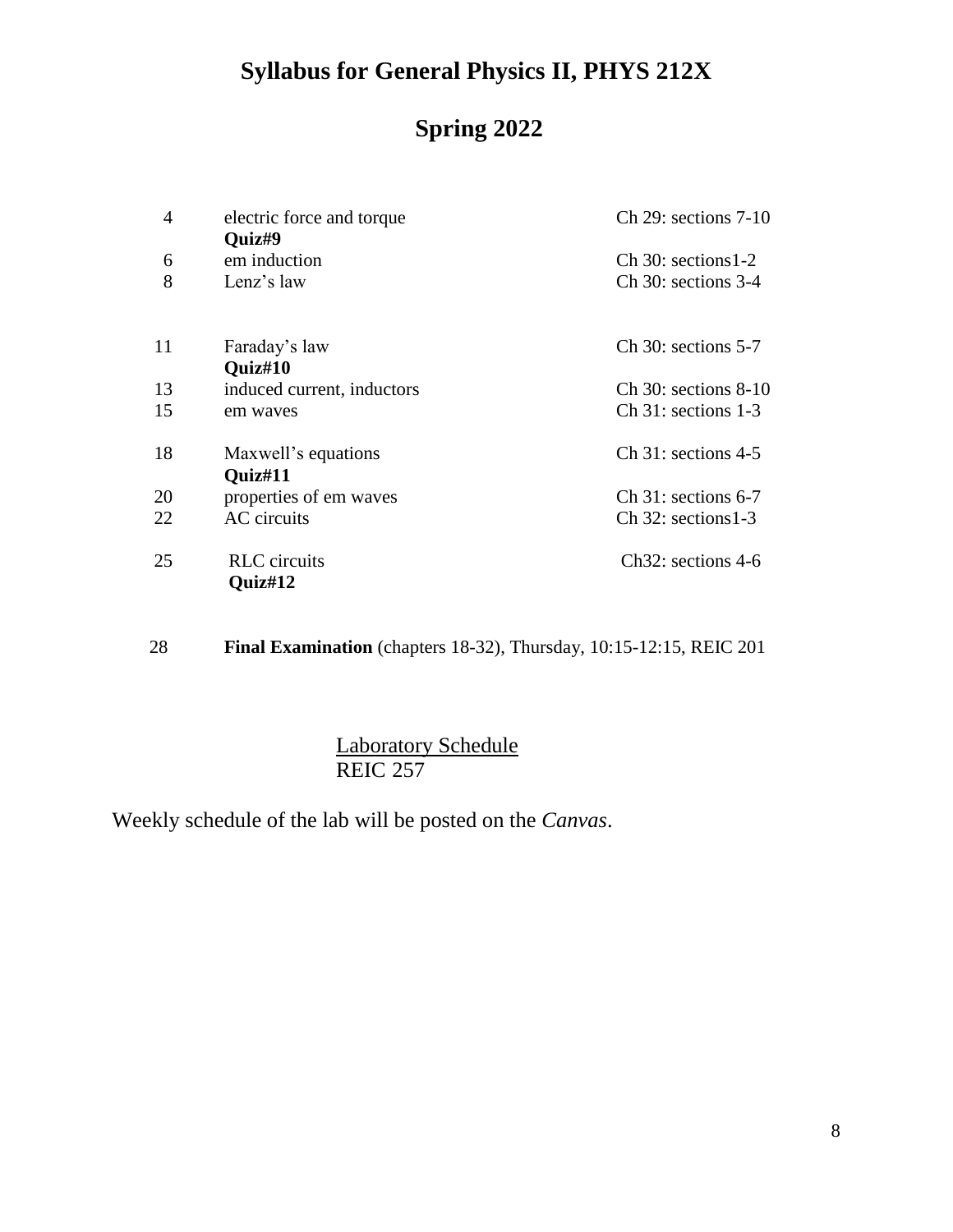# Syllabus for General Physics II, PHYS 212X

# Spring 2022

| | | |
|---|---|---|
| 4 | electric force and torque<br>**Quiz#9** | Ch 29: sections 7-10 |
| 6 | em induction | Ch 30: sections1-2 |
| 8 | Lenz's law | Ch 30: sections 3-4 |
| 11 | Faraday's law<br>**Quiz#10** | Ch 30: sections 5-7 |
| 13 | induced current, inductors | Ch 30: sections 8-10 |
| 15 | em waves | Ch 31: sections 1-3 |
| 18 | Maxwell's equations<br>**Quiz#11** | Ch 31: sections 4-5 |
| 20 | properties of em waves | Ch 31: sections 6-7 |
| 22 | AC circuits | Ch 32: sections1-3 |
| 25 | RLC circuits<br>**Quiz#12** | Ch32: sections 4-6 |
| 28 | **Final Examination** (chapters 18-32), Thursday, 10:15-12:15, REIC 201 | |

<u>Laboratory Schedule</u>
REIC 257

Weekly schedule of the lab will be posted on the *Canvas*.